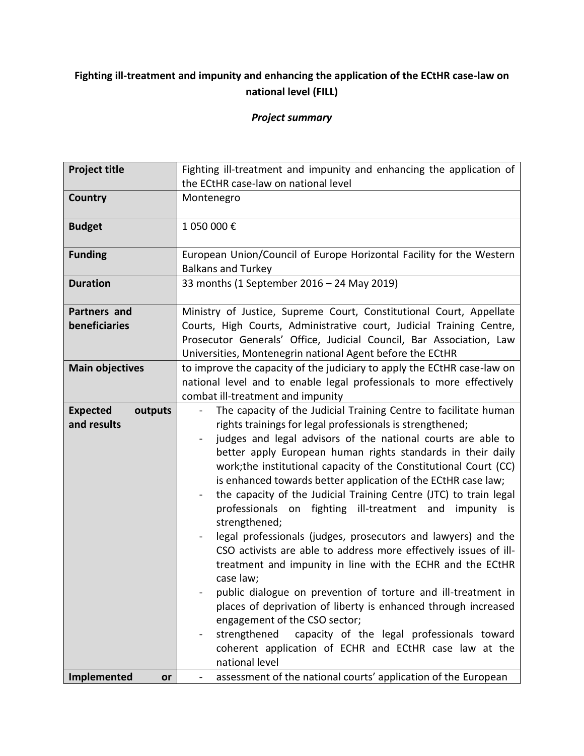**Fighting ill-treatment and impunity and enhancing the application of the ECtHR case-law on national level (FILL)**

***Project summary***

| **Project title** | Fighting ill-treatment and impunity and enhancing the application of the ECtHR case-law on national level |
|---|---|
| **Country** | Montenegro |
| **Budget** | 1 050 000 € |
| **Funding** | European Union/Council of Europe Horizontal Facility for the Western Balkans and Turkey |
| **Duration** | 33 months (1 September 2016 – 24 May 2019) |
| **Partners and beneficiaries** | Ministry of Justice, Supreme Court, Constitutional Court, Appellate Courts, High Courts, Administrative court, Judicial Training Centre, Prosecutor Generals' Office, Judicial Council, Bar Association, Law Universities, Montenegrin national Agent before the ECtHR |
| **Main objectives** | to improve the capacity of the judiciary to apply the ECtHR case-law on national level and to enable legal professionals to more effectively combat ill-treatment and impunity |
| **Expected outputs and results** | - The capacity of the Judicial Training Centre to facilitate human rights trainings for legal professionals is strengthened;<br>- judges and legal advisors of the national courts are able to better apply European human rights standards in their daily work;the institutional capacity of the Constitutional Court (CC) is enhanced towards better application of the ECtHR case law;<br>- the capacity of the Judicial Training Centre (JTC) to train legal professionals on fighting ill-treatment and impunity is strengthened;<br>- legal professionals (judges, prosecutors and lawyers) and the CSO activists are able to address more effectively issues of ill-treatment and impunity in line with the ECHR and the ECtHR case law;<br>- public dialogue on prevention of torture and ill-treatment in places of deprivation of liberty is enhanced through increased engagement of the CSO sector;<br>- strengthened capacity of the legal professionals toward coherent application of ECHR and ECtHR case law at the national level |
| **Implemented or** | - assessment of the national courts' application of the European |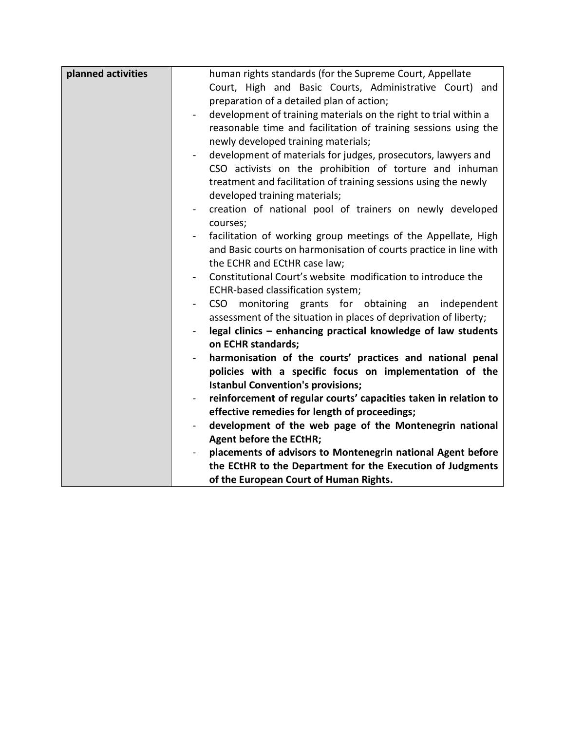| | |
|---|---|
| **planned activities** | human rights standards (for the Supreme Court, Appellate Court, High and Basic Courts, Administrative Court) and preparation of a detailed plan of action;<br>- development of training materials on the right to trial within a reasonable time and facilitation of training sessions using the newly developed training materials;<br>- development of materials for judges, prosecutors, lawyers and CSO activists on the prohibition of torture and inhuman treatment and facilitation of training sessions using the newly developed training materials;<br>- creation of national pool of trainers on newly developed courses;<br>- facilitation of working group meetings of the Appellate, High and Basic courts on harmonisation of courts practice in line with the ECHR and ECtHR case law;<br>- Constitutional Court's website modification to introduce the ECHR-based classification system;<br>- CSO monitoring grants for obtaining an independent assessment of the situation in places of deprivation of liberty;<br>- **legal clinics – enhancing practical knowledge of law students on ECHR standards;**<br>- **harmonisation of the courts' practices and national penal policies with a specific focus on implementation of the Istanbul Convention's provisions;**<br>- **reinforcement of regular courts' capacities taken in relation to effective remedies for length of proceedings;**<br>- **development of the web page of the Montenegrin national Agent before the ECtHR;**<br>- **placements of advisors to Montenegrin national Agent before the ECtHR to the Department for the Execution of Judgments of the European Court of Human Rights.** |